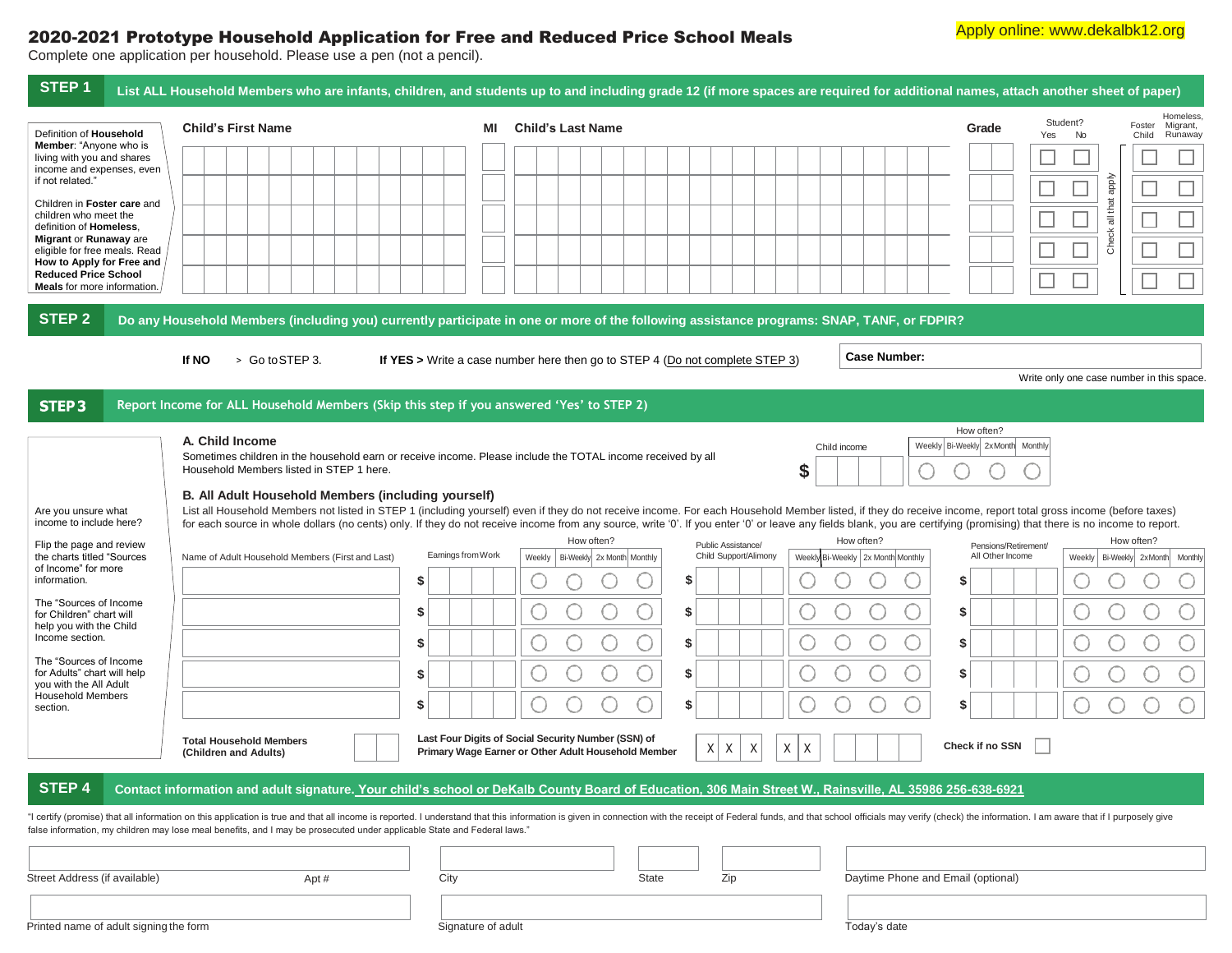Apply online: www.dekalbk12.org

# 2020-2021 Prototype Household Application for Free and Reduced Price School Meals

Complete one application per household. Please use a pen (not a pencil).

## STEP 1 List ALL Household Members who are infants, children, and students up to and including grade 12 (if more spaces are required for additional names, attach another sheet of paper)

Definition of **Household Member**: "Anyone who is living with you and shares income and expenses, even if not related."

Children in **Foster care** and children who meet the definition of **Homeless, Migrant** or **Runaway** are eligible for free meals. Read **How to Apply for Free and Reduced Price School Meals** for more information.

| Child's First Name | MI | Child's Last Name | Grade | Student? Yes | Student? No | Foster Child | Homeless, Migrant, Runaway |
|---|---|---|---|---|---|---|---|
| | | | | ☐ | ☐ | ☐ | ☐ |
| | | | | ☐ | ☐ | ☐ | ☐ |
| | | | | ☐ | ☐ | ☐ | ☐ |
| | | | | ☐ | ☐ | ☐ | ☐ |
| | | | | ☐ | ☐ | ☐ | ☐ |

Check all that apply

## STEP 2 Do any Household Members (including you) currently participate in one or more of the following assistance programs: SNAP, TANF, or FDPIR?

**If NO** > Go to STEP 3. **If YES >** Write a case number here then go to STEP 4 (Do not complete STEP 3)

**Case Number:**

Write only one case number in this space.

## STEP 3 Report Income for ALL Household Members (Skip this step if you answered 'Yes' to STEP 2)

Are you unsure what income to include here?

Flip the page and review the charts titled "Sources of Income" for more information.

The "Sources of Income for Children" chart will help you with the Child Income section.

The "Sources of Income for Adults" chart will help you with the All Adult Household Members section.

### A. Child Income

Sometimes children in the household earn or receive income. Please include the TOTAL income received by all Household Members listed in STEP 1 here.

Child income $ ____ How often? ◯ Weekly ◯ Bi-Weekly ◯ 2x Month ◯ Monthly

### B. All Adult Household Members (including yourself)

List all Household Members not listed in STEP 1 (including yourself) even if they do not receive income. For each Household Member listed, if they do receive income, report total gross income (before taxes) for each source in whole dollars (no cents) only. If they do not receive income from any source, write '0'. If you enter '0' or leave any fields blank, you are certifying (promising) that there is no income to report.

| Name of Adult Household Members (First and Last) | Earnings from Work | How often? (Weekly / Bi-Weekly / 2x Month / Monthly) | Public Assistance/ Child Support/Alimony | How often? (Weekly / Bi-Weekly / 2x Month / Monthly) | Pensions/Retirement/ All Other Income | How often? (Weekly / Bi-Weekly / 2x Month / Monthly) |
|---|---|---|---|---|---|---|
| | $ | ◯ ◯ ◯ ◯ | $ | ◯ ◯ ◯ ◯ | $ | ◯ ◯ ◯ ◯ |
| | $ | ◯ ◯ ◯ ◯ | $ | ◯ ◯ ◯ ◯ | $ | ◯ ◯ ◯ ◯ |
| | $ | ◯ ◯ ◯ ◯ | $ | ◯ ◯ ◯ ◯ | $ | ◯ ◯ ◯ ◯ |
| | $ | ◯ ◯ ◯ ◯ | $ | ◯ ◯ ◯ ◯ | $ | ◯ ◯ ◯ ◯ |
| | $ | ◯ ◯ ◯ ◯ | $ | ◯ ◯ ◯ ◯ | $ | ◯ ◯ ◯ ◯ |

**Total Household Members (Children and Adults)** ____

**Last Four Digits of Social Security Number (SSN) of Primary Wage Earner or Other Adult Household Member** X X X - X X - ____

**Check if no SSN** ☐

## STEP 4 Contact information and adult signature. Your child's school or DeKalb County Board of Education, 306 Main Street W., Rainsville, AL 35986 256-638-6921

"I certify (promise) that all information on this application is true and that all income is reported. I understand that this information is given in connection with the receipt of Federal funds, and that school officials may verify (check) the information. I am aware that if I purposely give false information, my children may lose meal benefits, and I may be prosecuted under applicable State and Federal laws."

Street Address (if available) ____ Apt # ____ City ____ State ____ Zip ____ Daytime Phone and Email (optional) ____

Printed name of adult signing the form ____ Signature of adult ____ Today's date ____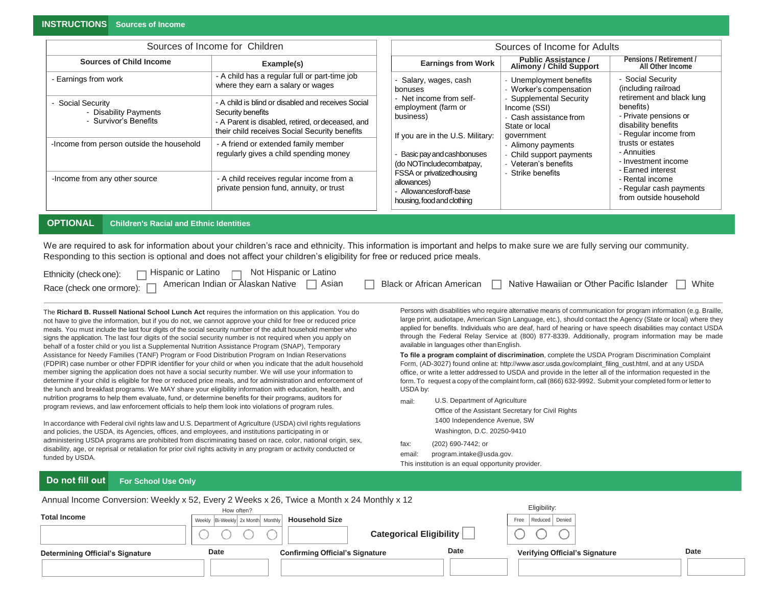## INSTRUCTIONS Sources of Income

### Sources of Income for Children

| Sources of Child Income | Example(s) |
| --- | --- |
| - Earnings from work | - A child has a regular full or part-time job where they earn a salary or wages |
| - Social Security<br>- Disability Payments<br>- Survivor's Benefits | - A child is blind or disabled and receives Social Security benefits<br>- A Parent is disabled, retired, or deceased, and their child receives Social Security benefits |
| -Income from person outside the household | - A friend or extended family member regularly gives a child spending money |
| -Income from any other source | - A child receives regular income from a private pension fund, annuity, or trust |

### Sources of Income for Adults

| Earnings from Work | Public Assistance / Alimony / Child Support | Pensions / Retirement / All Other Income |
| --- | --- | --- |
| - Salary, wages, cash bonuses<br>- Net income from self-employment (farm or business)<br><br>If you are in the U.S. Military:<br><br>- Basic pay and cash bonuses (do NOT include combat pay, FSSA or privatized housing allowances)<br>- Allowances for off-base housing, food and clothing | - Unemployment benefits<br>- Worker's compensation<br>- Supplemental Security Income (SSI)<br>- Cash assistance from State or local government<br>- Alimony payments<br>- Child support payments<br>- Veteran's benefits<br>- Strike benefits | - Social Security (including railroad retirement and black lung benefits)<br>- Private pensions or disability benefits<br>- Regular income from trusts or estates<br>- Annuities<br>- Investment income<br>- Earned interest<br>- Rental income<br>- Regular cash payments from outside household |

## OPTIONAL Children's Racial and Ethnic Identities

We are required to ask for information about your children's race and ethnicity. This information is important and helps to make sure we are fully serving our community. Responding to this section is optional and does not affect your children's eligibility for free or reduced price meals.

Ethnicity (check one): ☐ Hispanic or Latino ☐ Not Hispanic or Latino

Race (check one or more): ☐ American Indian or Alaskan Native ☐ Asian ☐ Black or African American ☐ Native Hawaiian or Other Pacific Islander ☐ White

The **Richard B. Russell National School Lunch Act** requires the information on this application. You do not have to give the information, but if you do not, we cannot approve your child for free or reduced price meals. You must include the last four digits of the social security number of the adult household member who signs the application. The last four digits of the social security number is not required when you apply on behalf of a foster child or you list a Supplemental Nutrition Assistance Program (SNAP), Temporary Assistance for Needy Families (TANF) Program or Food Distribution Program on Indian Reservations (FDPIR) case number or other FDPIR identifier for your child or when you indicate that the adult household member signing the application does not have a social security number. We will use your information to determine if your child is eligible for free or reduced price meals, and for administration and enforcement of the lunch and breakfast programs. We MAY share your eligibility information with education, health, and nutrition programs to help them evaluate, fund, or determine benefits for their programs, auditors for program reviews, and law enforcement officials to help them look into violations of program rules.

In accordance with Federal civil rights law and U.S. Department of Agriculture (USDA) civil rights regulations and policies, the USDA, its Agencies, offices, and employees, and institutions participating in or administering USDA programs are prohibited from discriminating based on race, color, national origin, sex, disability, age, or reprisal or retaliation for prior civil rights activity in any program or activity conducted or funded by USDA.

Persons with disabilities who require alternative means of communication for program information (e.g. Braille, large print, audiotape, American Sign Language, etc.), should contact the Agency (State or local) where they applied for benefits. Individuals who are deaf, hard of hearing or have speech disabilities may contact USDA through the Federal Relay Service at (800) 877-8339. Additionally, program information may be made available in languages other than English.

**To file a program complaint of discrimination**, complete the USDA Program Discrimination Complaint Form, (AD-3027) found online at: http://www.ascr.usda.gov/complaint_filing_cust.html, and at any USDA office, or write a letter addressed to USDA and provide in the letter all of the information requested in the form. To request a copy of the complaint form, call (866) 632-9992. Submit your completed form or letter to USDA by:

mail: U.S. Department of Agriculture
Office of the Assistant Secretary for Civil Rights
1400 Independence Avenue, SW
Washington, D.C. 20250-9410

fax: (202) 690-7442; or

email: program.intake@usda.gov.

This institution is an equal opportunity provider.

## Do not fill out For School Use Only

Annual Income Conversion: Weekly x 52, Every 2 Weeks x 26, Twice a Month x 24 Monthly x 12

**Total Income** ______

How often? ◯ Weekly ◯ Bi-Weekly ◯ 2x Month ◯ Monthly

**Household Size** ______

**Categorical Eligibility** ☐

Eligibility: ◯ Free ◯ Reduced ◯ Denied

**Determining Official's Signature** ______ Date ______

**Confirming Official's Signature** ______ Date ______

**Verifying Official's Signature** ______ Date ______